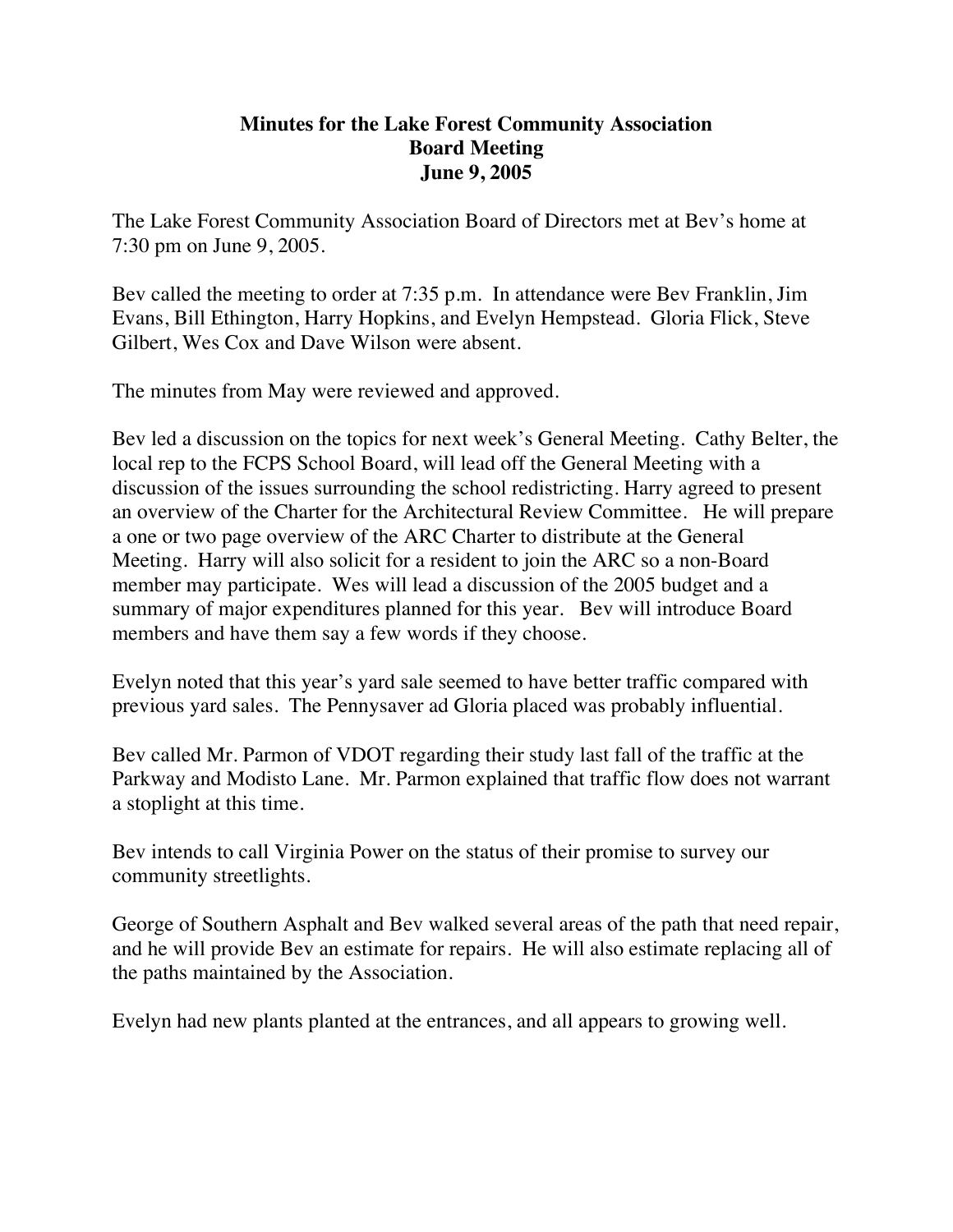# Minutes for the Lake Forest Community Association
## Board Meeting
## June 9, 2005

The Lake Forest Community Association Board of Directors met at Bev's home at 7:30 pm on June 9, 2005.

Bev called the meeting to order at 7:35 p.m. In attendance were Bev Franklin, Jim Evans, Bill Ethington, Harry Hopkins, and Evelyn Hempstead. Gloria Flick, Steve Gilbert, Wes Cox and Dave Wilson were absent.

The minutes from May were reviewed and approved.

Bev led a discussion on the topics for next week's General Meeting. Cathy Belter, the local rep to the FCPS School Board, will lead off the General Meeting with a discussion of the issues surrounding the school redistricting. Harry agreed to present an overview of the Charter for the Architectural Review Committee. He will prepare a one or two page overview of the ARC Charter to distribute at the General Meeting. Harry will also solicit for a resident to join the ARC so a non-Board member may participate. Wes will lead a discussion of the 2005 budget and a summary of major expenditures planned for this year. Bev will introduce Board members and have them say a few words if they choose.

Evelyn noted that this year's yard sale seemed to have better traffic compared with previous yard sales. The Pennysaver ad Gloria placed was probably influential.

Bev called Mr. Parmon of VDOT regarding their study last fall of the traffic at the Parkway and Modisto Lane. Mr. Parmon explained that traffic flow does not warrant a stoplight at this time.

Bev intends to call Virginia Power on the status of their promise to survey our community streetlights.

George of Southern Asphalt and Bev walked several areas of the path that need repair, and he will provide Bev an estimate for repairs. He will also estimate replacing all of the paths maintained by the Association.

Evelyn had new plants planted at the entrances, and all appears to growing well.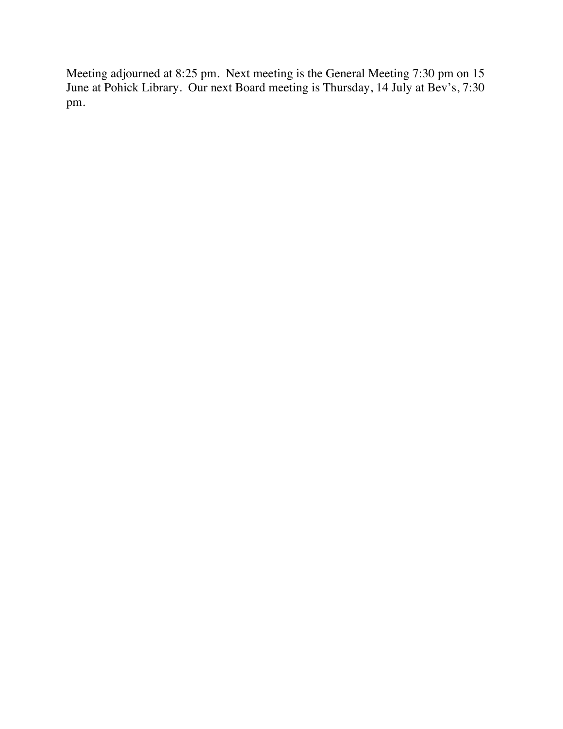Meeting adjourned at 8:25 pm.  Next meeting is the General Meeting 7:30 pm on 15 June at Pohick Library.  Our next Board meeting is Thursday, 14 July at Bev's, 7:30 pm.